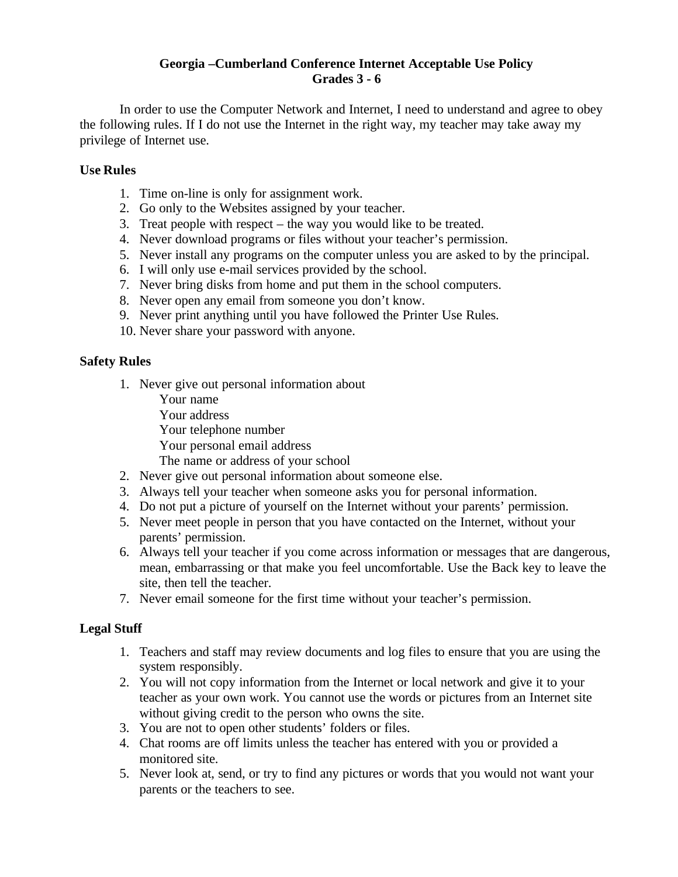# Georgia –Cumberland Conference Internet Acceptable Use Policy
## Grades 3 - 6

In order to use the Computer Network and Internet, I need to understand and agree to obey the following rules. If I do not use the Internet in the right way, my teacher may take away my privilege of Internet use.

### Use Rules

1. Time on-line is only for assignment work.
2. Go only to the Websites assigned by your teacher.
3. Treat people with respect – the way you would like to be treated.
4. Never download programs or files without your teacher's permission.
5. Never install any programs on the computer unless you are asked to by the principal.
6. I will only use e-mail services provided by the school.
7. Never bring disks from home and put them in the school computers.
8. Never open any email from someone you don't know.
9. Never print anything until you have followed the Printer Use Rules.
10. Never share your password with anyone.

### Safety Rules

1. Never give out personal information about
   - Your name
   - Your address
   - Your telephone number
   - Your personal email address
   - The name or address of your school
2. Never give out personal information about someone else.
3. Always tell your teacher when someone asks you for personal information.
4. Do not put a picture of yourself on the Internet without your parents' permission.
5. Never meet people in person that you have contacted on the Internet, without your parents' permission.
6. Always tell your teacher if you come across information or messages that are dangerous, mean, embarrassing or that make you feel uncomfortable. Use the Back key to leave the site, then tell the teacher.
7. Never email someone for the first time without your teacher's permission.

### Legal Stuff

1. Teachers and staff may review documents and log files to ensure that you are using the system responsibly.
2. You will not copy information from the Internet or local network and give it to your teacher as your own work. You cannot use the words or pictures from an Internet site without giving credit to the person who owns the site.
3. You are not to open other students' folders or files.
4. Chat rooms are off limits unless the teacher has entered with you or provided a monitored site.
5. Never look at, send, or try to find any pictures or words that you would not want your parents or the teachers to see.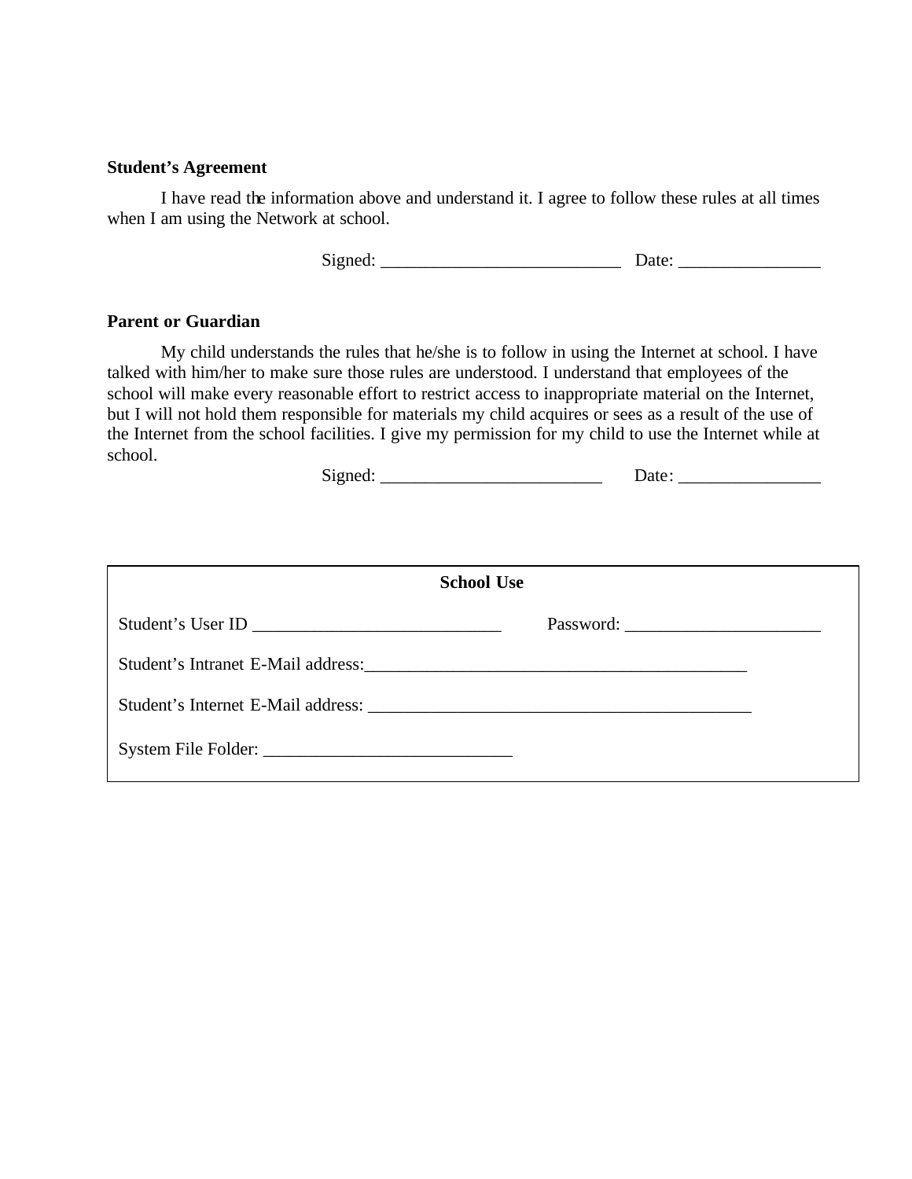**Student's Agreement**

I have read the information above and understand it. I agree to follow these rules at all times when I am using the Network at school.

Signed: ___________________________ Date: ________________

**Parent or Guardian**

My child understands the rules that he/she is to follow in using the Internet at school. I have talked with him/her to make sure those rules are understood. I understand that employees of the school will make every reasonable effort to restrict access to inappropriate material on the Internet, but I will not hold them responsible for materials my child acquires or sees as a result of the use of the Internet from the school facilities. I give my permission for my child to use the Internet while at school.

Signed: _________________________ Date: ________________

**School Use**

Student's User ID ____________________________ Password: ______________________

Student's Intranet E-Mail address:___________________________________________

Student's Internet E-Mail address: ___________________________________________

System File Folder: ____________________________